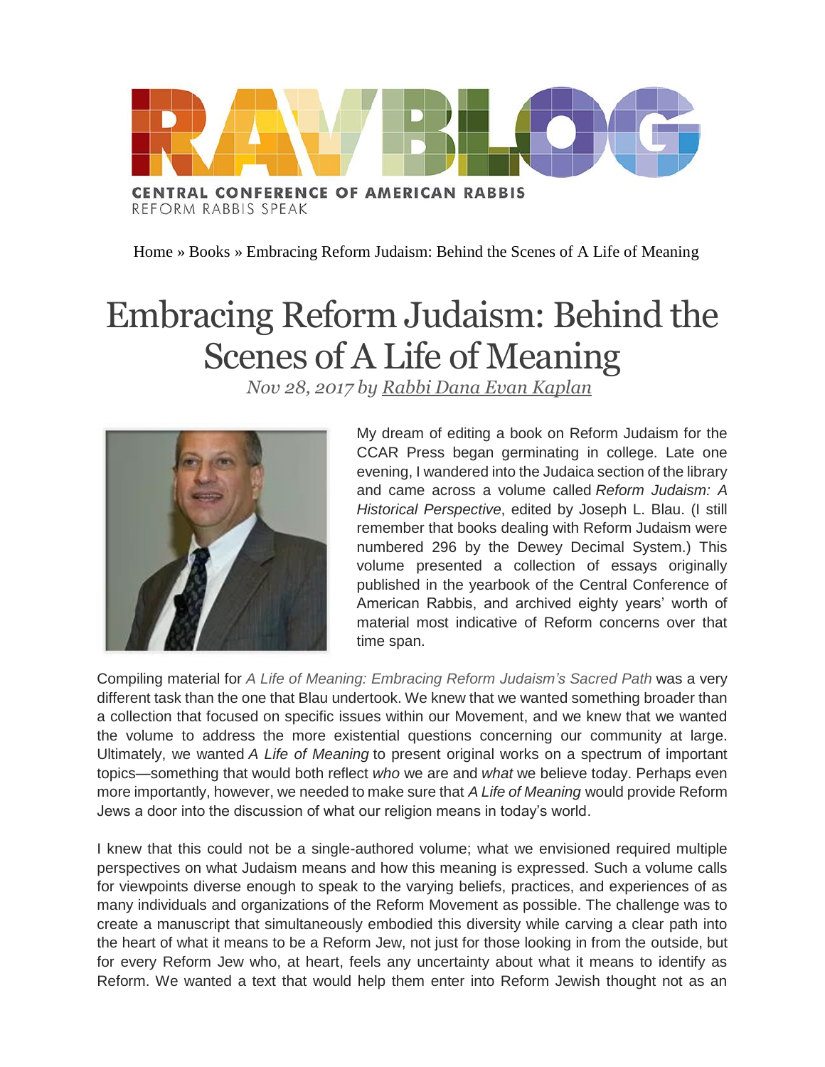RAVBLOG

CENTRAL CONFERENCE OF AMERICAN RABBIS
REFORM RABBIS SPEAK

Home » Books » Embracing Reform Judaism: Behind the Scenes of A Life of Meaning

# Embracing Reform Judaism: Behind the Scenes of A Life of Meaning

*Nov 28, 2017 by Rabbi Dana Evan Kaplan*

My dream of editing a book on Reform Judaism for the CCAR Press began germinating in college. Late one evening, I wandered into the Judaica section of the library and came across a volume called *Reform Judaism: A Historical Perspective*, edited by Joseph L. Blau. (I still remember that books dealing with Reform Judaism were numbered 296 by the Dewey Decimal System.) This volume presented a collection of essays originally published in the yearbook of the Central Conference of American Rabbis, and archived eighty years' worth of material most indicative of Reform concerns over that time span.

Compiling material for *A Life of Meaning: Embracing Reform Judaism's Sacred Path* was a very different task than the one that Blau undertook. We knew that we wanted something broader than a collection that focused on specific issues within our Movement, and we knew that we wanted the volume to address the more existential questions concerning our community at large. Ultimately, we wanted *A Life of Meaning* to present original works on a spectrum of important topics—something that would both reflect *who* we are and *what* we believe today. Perhaps even more importantly, however, we needed to make sure that *A Life of Meaning* would provide Reform Jews a door into the discussion of what our religion means in today's world.

I knew that this could not be a single-authored volume; what we envisioned required multiple perspectives on what Judaism means and how this meaning is expressed. Such a volume calls for viewpoints diverse enough to speak to the varying beliefs, practices, and experiences of as many individuals and organizations of the Reform Movement as possible. The challenge was to create a manuscript that simultaneously embodied this diversity while carving a clear path into the heart of what it means to be a Reform Jew, not just for those looking in from the outside, but for every Reform Jew who, at heart, feels any uncertainty about what it means to identify as Reform. We wanted a text that would help them enter into Reform Jewish thought not as an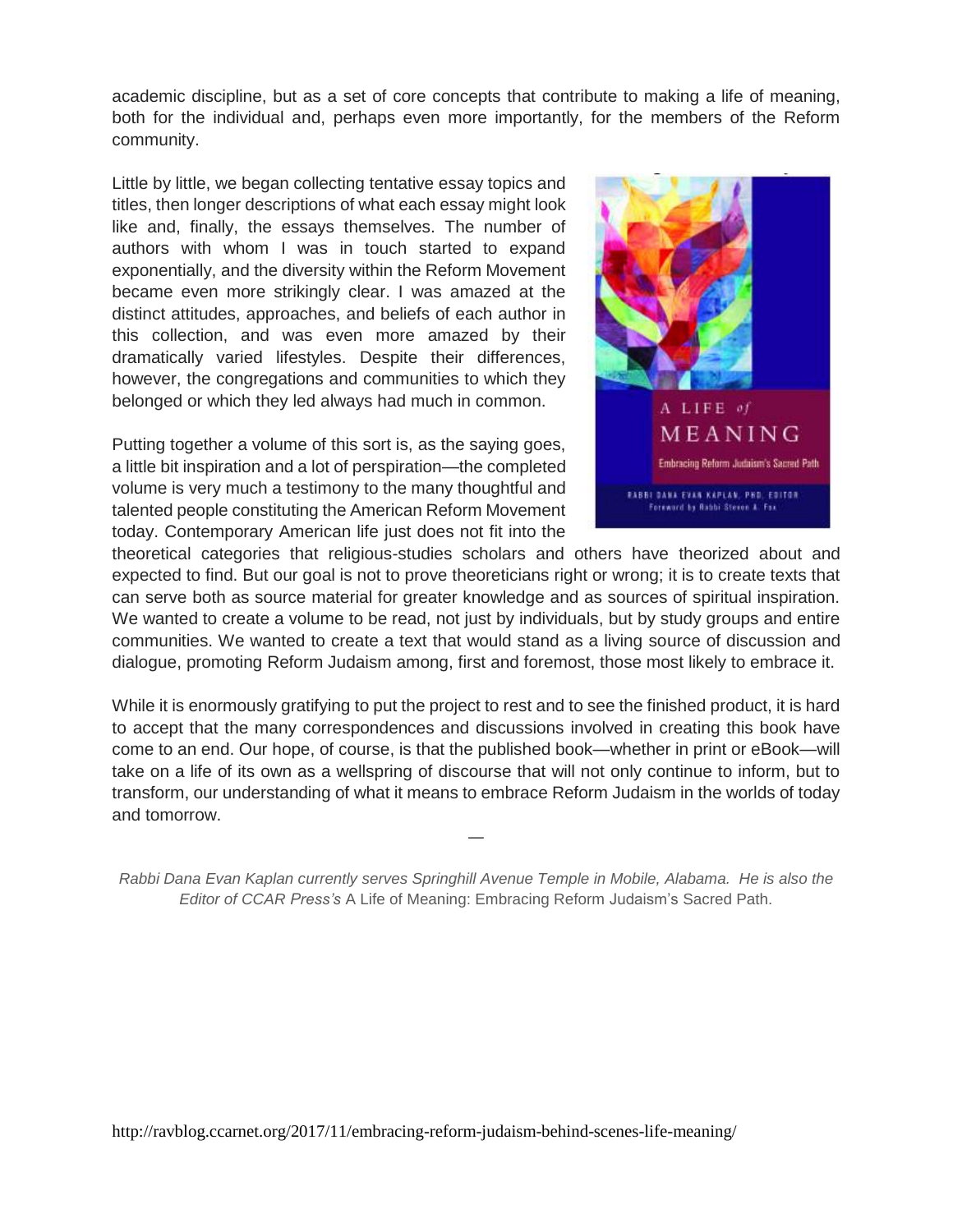academic discipline, but as a set of core concepts that contribute to making a life of meaning, both for the individual and, perhaps even more importantly, for the members of the Reform community.

Little by little, we began collecting tentative essay topics and titles, then longer descriptions of what each essay might look like and, finally, the essays themselves. The number of authors with whom I was in touch started to expand exponentially, and the diversity within the Reform Movement became even more strikingly clear. I was amazed at the distinct attitudes, approaches, and beliefs of each author in this collection, and was even more amazed by their dramatically varied lifestyles. Despite their differences, however, the congregations and communities to which they belonged or which they led always had much in common.

Putting together a volume of this sort is, as the saying goes, a little bit inspiration and a lot of perspiration—the completed volume is very much a testimony to the many thoughtful and talented people constituting the American Reform Movement today. Contemporary American life just does not fit into the theoretical categories that religious-studies scholars and others have theorized about and expected to find. But our goal is not to prove theoreticians right or wrong; it is to create texts that can serve both as source material for greater knowledge and as sources of spiritual inspiration. We wanted to create a volume to be read, not just by individuals, but by study groups and entire communities. We wanted to create a text that would stand as a living source of discussion and dialogue, promoting Reform Judaism among, first and foremost, those most likely to embrace it.

While it is enormously gratifying to put the project to rest and to see the finished product, it is hard to accept that the many correspondences and discussions involved in creating this book have come to an end. Our hope, of course, is that the published book—whether in print or eBook—will take on a life of its own as a wellspring of discourse that will not only continue to inform, but to transform, our understanding of what it means to embrace Reform Judaism in the worlds of today and tomorrow.

—

*Rabbi Dana Evan Kaplan currently serves Springhill Avenue Temple in Mobile, Alabama. He is also the Editor of CCAR Press's* A Life of Meaning: Embracing Reform Judaism's Sacred Path.

http://ravblog.ccarnet.org/2017/11/embracing-reform-judaism-behind-scenes-life-meaning/